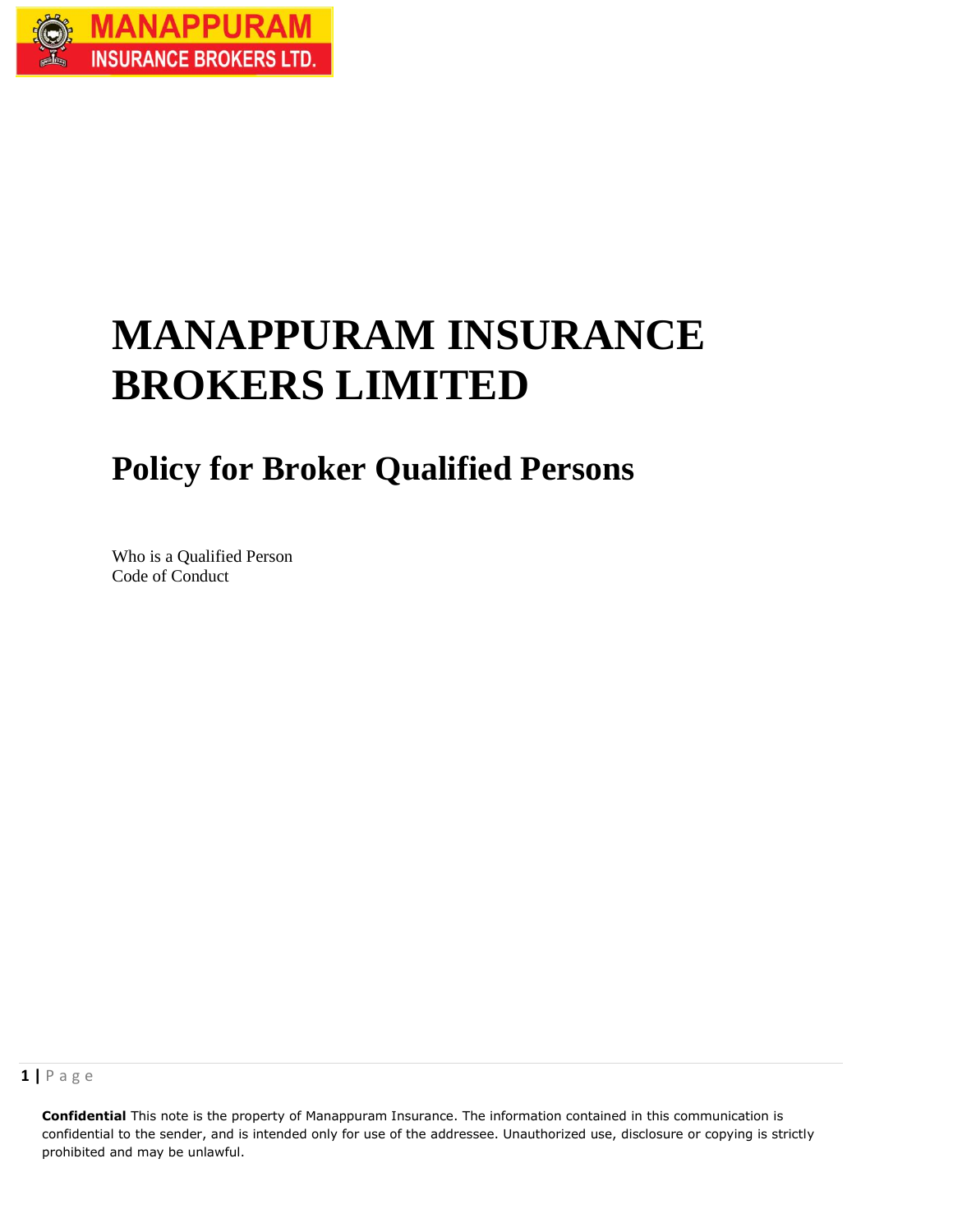# MANAPPURAM INSURANCE BROKERS LIMITED

## Policy for Broker Qualified Persons

Who is a Qualified Person
Code of Conduct

**Confidential** This note is the property of Manappuram Insurance. The information contained in this communication is confidential to the sender, and is intended only for use of the addressee. Unauthorized use, disclosure or copying is strictly prohibited and may be unlawful.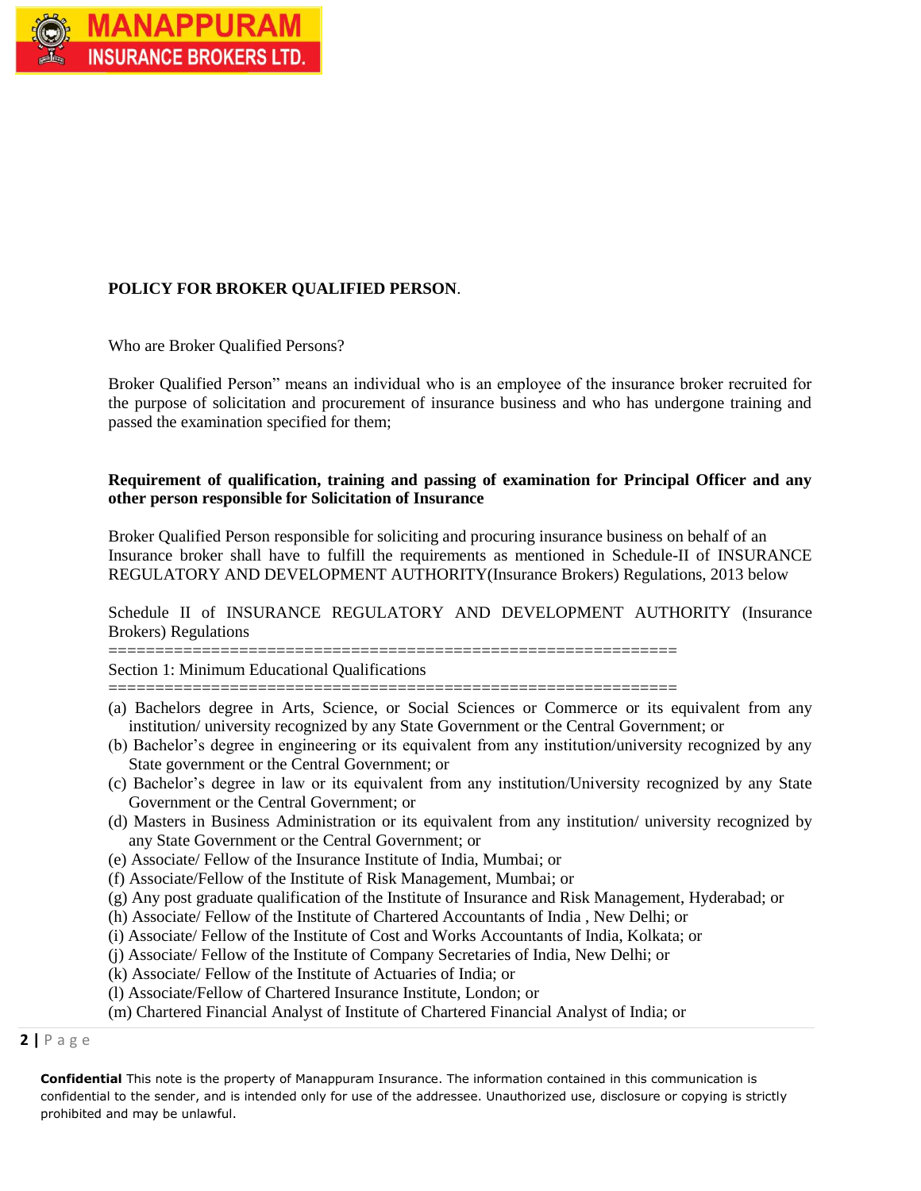**POLICY FOR BROKER QUALIFIED PERSON**.

Who are Broker Qualified Persons?

Broker Qualified Person" means an individual who is an employee of the insurance broker recruited for the purpose of solicitation and procurement of insurance business and who has undergone training and passed the examination specified for them;

**Requirement of qualification, training and passing of examination for Principal Officer and any other person responsible for Solicitation of Insurance**

Broker Qualified Person responsible for soliciting and procuring insurance business on behalf of an Insurance broker shall have to fulfill the requirements as mentioned in Schedule-II of INSURANCE REGULATORY AND DEVELOPMENT AUTHORITY(Insurance Brokers) Regulations, 2013 below

Schedule II of INSURANCE REGULATORY AND DEVELOPMENT AUTHORITY (Insurance Brokers) Regulations

==============================================================
Section 1: Minimum Educational Qualifications
==============================================================

(a) Bachelors degree in Arts, Science, or Social Sciences or Commerce or its equivalent from any institution/ university recognized by any State Government or the Central Government; or
(b) Bachelor's degree in engineering or its equivalent from any institution/university recognized by any State government or the Central Government; or
(c) Bachelor's degree in law or its equivalent from any institution/University recognized by any State Government or the Central Government; or
(d) Masters in Business Administration or its equivalent from any institution/ university recognized by any State Government or the Central Government; or
(e) Associate/ Fellow of the Insurance Institute of India, Mumbai; or
(f) Associate/Fellow of the Institute of Risk Management, Mumbai; or
(g) Any post graduate qualification of the Institute of Insurance and Risk Management, Hyderabad; or
(h) Associate/ Fellow of the Institute of Chartered Accountants of India , New Delhi; or
(i) Associate/ Fellow of the Institute of Cost and Works Accountants of India, Kolkata; or
(j) Associate/ Fellow of the Institute of Company Secretaries of India, New Delhi; or
(k) Associate/ Fellow of the Institute of Actuaries of India; or
(l) Associate/Fellow of Chartered Insurance Institute, London; or
(m) Chartered Financial Analyst of Institute of Chartered Financial Analyst of India; or

**Confidential** This note is the property of Manappuram Insurance. The information contained in this communication is confidential to the sender, and is intended only for use of the addressee. Unauthorized use, disclosure or copying is strictly prohibited and may be unlawful.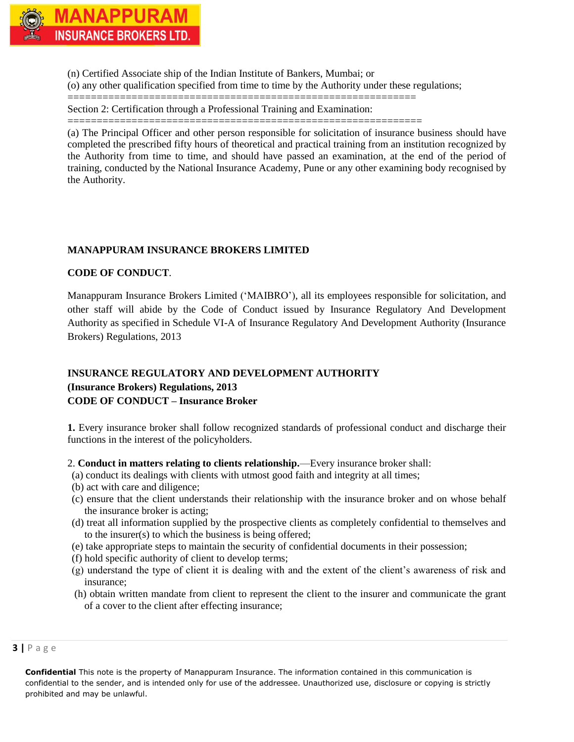(n) Certified Associate ship of the Indian Institute of Bankers, Mumbai; or

(o) any other qualification specified from time to time by the Authority under these regulations;

============================================================

Section 2: Certification through a Professional Training and Examination:

============================================================

(a) The Principal Officer and other person responsible for solicitation of insurance business should have completed the prescribed fifty hours of theoretical and practical training from an institution recognized by the Authority from time to time, and should have passed an examination, at the end of the period of training, conducted by the National Insurance Academy, Pune or any other examining body recognised by the Authority.

**MANAPPURAM INSURANCE BROKERS LIMITED**

**CODE OF CONDUCT**.

Manappuram Insurance Brokers Limited ('MAIBRO'), all its employees responsible for solicitation, and other staff will abide by the Code of Conduct issued by Insurance Regulatory And Development Authority as specified in Schedule VI-A of Insurance Regulatory And Development Authority (Insurance Brokers) Regulations, 2013

**INSURANCE REGULATORY AND DEVELOPMENT AUTHORITY**
**(Insurance Brokers) Regulations, 2013**
**CODE OF CONDUCT – Insurance Broker**

**1.** Every insurance broker shall follow recognized standards of professional conduct and discharge their functions in the interest of the policyholders.

2. **Conduct in matters relating to clients relationship.**—Every insurance broker shall:

(a) conduct its dealings with clients with utmost good faith and integrity at all times;

(b) act with care and diligence;

(c) ensure that the client understands their relationship with the insurance broker and on whose behalf the insurance broker is acting;

(d) treat all information supplied by the prospective clients as completely confidential to themselves and to the insurer(s) to which the business is being offered;

(e) take appropriate steps to maintain the security of confidential documents in their possession;

(f) hold specific authority of client to develop terms;

(g) understand the type of client it is dealing with and the extent of the client's awareness of risk and insurance;

(h) obtain written mandate from client to represent the client to the insurer and communicate the grant of a cover to the client after effecting insurance;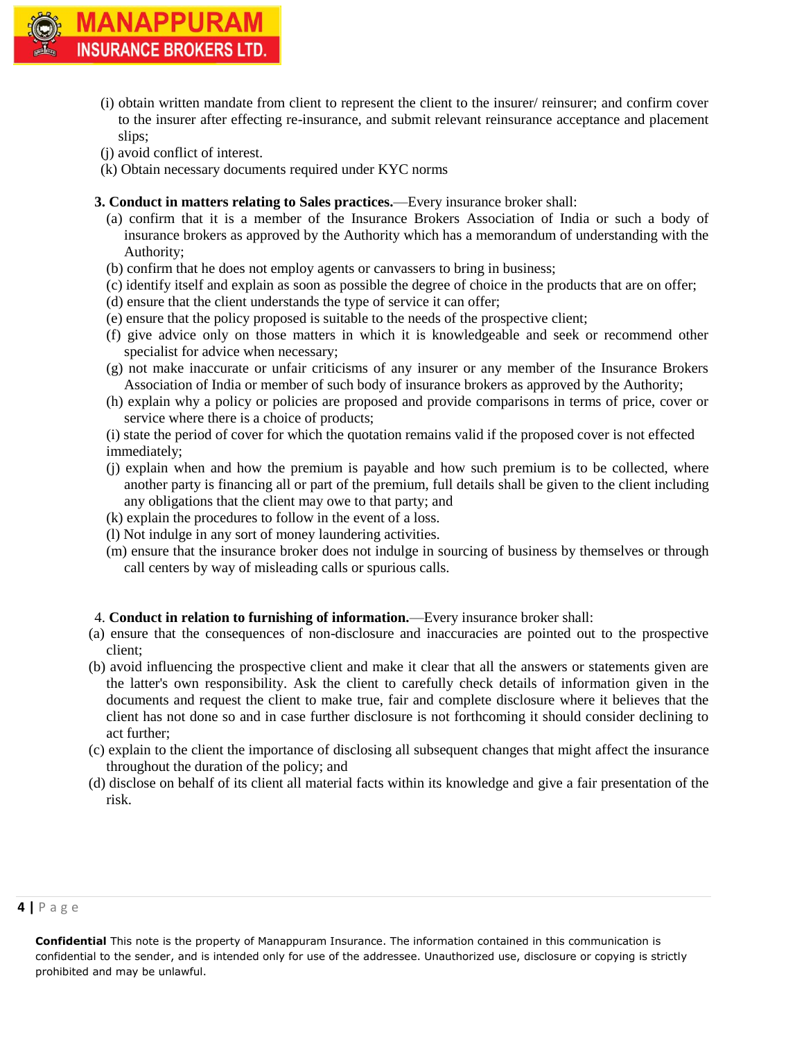(i) obtain written mandate from client to represent the client to the insurer/ reinsurer; and confirm cover to the insurer after effecting re-insurance, and submit relevant reinsurance acceptance and placement slips;

(j) avoid conflict of interest.

(k) Obtain necessary documents required under KYC norms

**3. Conduct in matters relating to Sales practices.**—Every insurance broker shall:

(a) confirm that it is a member of the Insurance Brokers Association of India or such a body of insurance brokers as approved by the Authority which has a memorandum of understanding with the Authority;

(b) confirm that he does not employ agents or canvassers to bring in business;

(c) identify itself and explain as soon as possible the degree of choice in the products that are on offer;

(d) ensure that the client understands the type of service it can offer;

(e) ensure that the policy proposed is suitable to the needs of the prospective client;

(f) give advice only on those matters in which it is knowledgeable and seek or recommend other specialist for advice when necessary;

(g) not make inaccurate or unfair criticisms of any insurer or any member of the Insurance Brokers Association of India or member of such body of insurance brokers as approved by the Authority;

(h) explain why a policy or policies are proposed and provide comparisons in terms of price, cover or service where there is a choice of products;

(i) state the period of cover for which the quotation remains valid if the proposed cover is not effected immediately;

(j) explain when and how the premium is payable and how such premium is to be collected, where another party is financing all or part of the premium, full details shall be given to the client including any obligations that the client may owe to that party; and

(k) explain the procedures to follow in the event of a loss.

(l) Not indulge in any sort of money laundering activities.

(m) ensure that the insurance broker does not indulge in sourcing of business by themselves or through call centers by way of misleading calls or spurious calls.

4. **Conduct in relation to furnishing of information.**—Every insurance broker shall:

(a) ensure that the consequences of non-disclosure and inaccuracies are pointed out to the prospective client;

(b) avoid influencing the prospective client and make it clear that all the answers or statements given are the latter's own responsibility. Ask the client to carefully check details of information given in the documents and request the client to make true, fair and complete disclosure where it believes that the client has not done so and in case further disclosure is not forthcoming it should consider declining to act further;

(c) explain to the client the importance of disclosing all subsequent changes that might affect the insurance throughout the duration of the policy; and

(d) disclose on behalf of its client all material facts within its knowledge and give a fair presentation of the risk.

**Confidential** This note is the property of Manappuram Insurance. The information contained in this communication is confidential to the sender, and is intended only for use of the addressee. Unauthorized use, disclosure or copying is strictly prohibited and may be unlawful.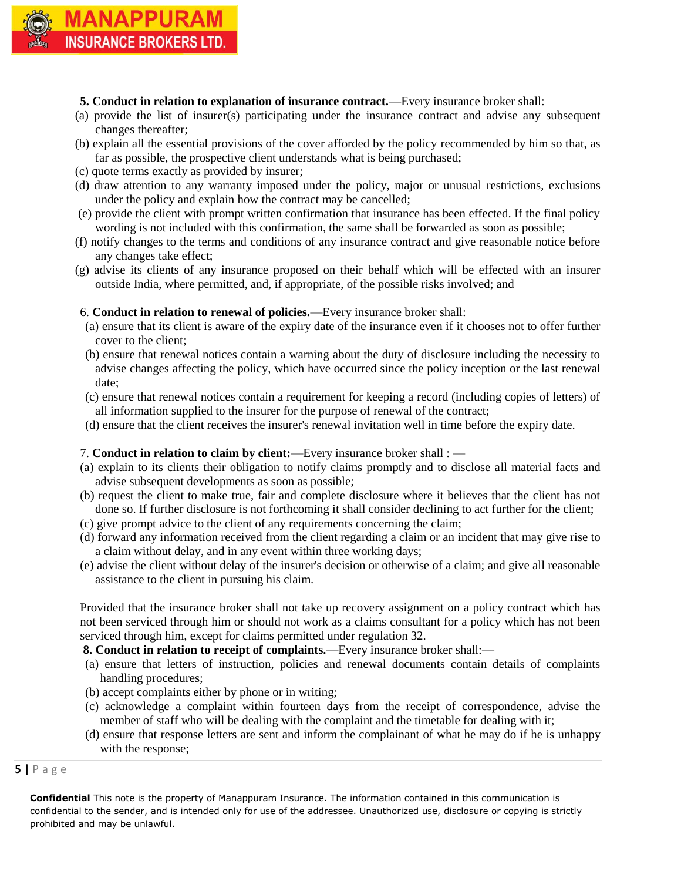**5. Conduct in relation to explanation of insurance contract.**—Every insurance broker shall:

(a) provide the list of insurer(s) participating under the insurance contract and advise any subsequent changes thereafter;

(b) explain all the essential provisions of the cover afforded by the policy recommended by him so that, as far as possible, the prospective client understands what is being purchased;

(c) quote terms exactly as provided by insurer;

(d) draw attention to any warranty imposed under the policy, major or unusual restrictions, exclusions under the policy and explain how the contract may be cancelled;

(e) provide the client with prompt written confirmation that insurance has been effected. If the final policy wording is not included with this confirmation, the same shall be forwarded as soon as possible;

(f) notify changes to the terms and conditions of any insurance contract and give reasonable notice before any changes take effect;

(g) advise its clients of any insurance proposed on their behalf which will be effected with an insurer outside India, where permitted, and, if appropriate, of the possible risks involved; and

6. **Conduct in relation to renewal of policies.**—Every insurance broker shall:

(a) ensure that its client is aware of the expiry date of the insurance even if it chooses not to offer further cover to the client;

(b) ensure that renewal notices contain a warning about the duty of disclosure including the necessity to advise changes affecting the policy, which have occurred since the policy inception or the last renewal date;

(c) ensure that renewal notices contain a requirement for keeping a record (including copies of letters) of all information supplied to the insurer for the purpose of renewal of the contract;

(d) ensure that the client receives the insurer's renewal invitation well in time before the expiry date.

7. **Conduct in relation to claim by client:**—Every insurance broker shall : —

(a) explain to its clients their obligation to notify claims promptly and to disclose all material facts and advise subsequent developments as soon as possible;

(b) request the client to make true, fair and complete disclosure where it believes that the client has not done so. If further disclosure is not forthcoming it shall consider declining to act further for the client;

(c) give prompt advice to the client of any requirements concerning the claim;

(d) forward any information received from the client regarding a claim or an incident that may give rise to a claim without delay, and in any event within three working days;

(e) advise the client without delay of the insurer's decision or otherwise of a claim; and give all reasonable assistance to the client in pursuing his claim.

Provided that the insurance broker shall not take up recovery assignment on a policy contract which has not been serviced through him or should not work as a claims consultant for a policy which has not been serviced through him, except for claims permitted under regulation 32.

**8. Conduct in relation to receipt of complaints.**—Every insurance broker shall:—

(a) ensure that letters of instruction, policies and renewal documents contain details of complaints handling procedures;

(b) accept complaints either by phone or in writing;

(c) acknowledge a complaint within fourteen days from the receipt of correspondence, advise the member of staff who will be dealing with the complaint and the timetable for dealing with it;

(d) ensure that response letters are sent and inform the complainant of what he may do if he is unhappy with the response;

**Confidential** This note is the property of Manappuram Insurance. The information contained in this communication is confidential to the sender, and is intended only for use of the addressee. Unauthorized use, disclosure or copying is strictly prohibited and may be unlawful.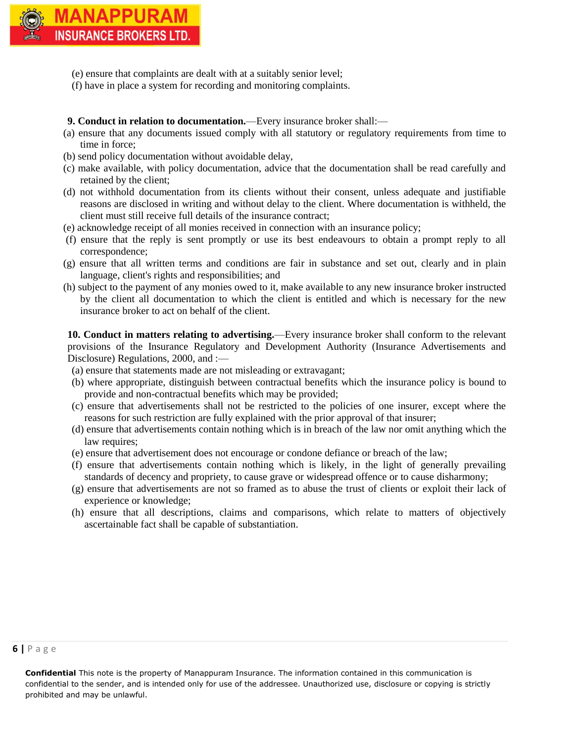(e) ensure that complaints are dealt with at a suitably senior level;
(f) have in place a system for recording and monitoring complaints.

**9. Conduct in relation to documentation.**—Every insurance broker shall:—

(a) ensure that any documents issued comply with all statutory or regulatory requirements from time to time in force;
(b) send policy documentation without avoidable delay,
(c) make available, with policy documentation, advice that the documentation shall be read carefully and retained by the client;
(d) not withhold documentation from its clients without their consent, unless adequate and justifiable reasons are disclosed in writing and without delay to the client. Where documentation is withheld, the client must still receive full details of the insurance contract;
(e) acknowledge receipt of all monies received in connection with an insurance policy;
(f) ensure that the reply is sent promptly or use its best endeavours to obtain a prompt reply to all correspondence;
(g) ensure that all written terms and conditions are fair in substance and set out, clearly and in plain language, client's rights and responsibilities; and
(h) subject to the payment of any monies owed to it, make available to any new insurance broker instructed by the client all documentation to which the client is entitled and which is necessary for the new insurance broker to act on behalf of the client.

**10. Conduct in matters relating to advertising.**—Every insurance broker shall conform to the relevant provisions of the Insurance Regulatory and Development Authority (Insurance Advertisements and Disclosure) Regulations, 2000, and :—

(a) ensure that statements made are not misleading or extravagant;
(b) where appropriate, distinguish between contractual benefits which the insurance policy is bound to provide and non-contractual benefits which may be provided;
(c) ensure that advertisements shall not be restricted to the policies of one insurer, except where the reasons for such restriction are fully explained with the prior approval of that insurer;
(d) ensure that advertisements contain nothing which is in breach of the law nor omit anything which the law requires;
(e) ensure that advertisement does not encourage or condone defiance or breach of the law;
(f) ensure that advertisements contain nothing which is likely, in the light of generally prevailing standards of decency and propriety, to cause grave or widespread offence or to cause disharmony;
(g) ensure that advertisements are not so framed as to abuse the trust of clients or exploit their lack of experience or knowledge;
(h) ensure that all descriptions, claims and comparisons, which relate to matters of objectively ascertainable fact shall be capable of substantiation.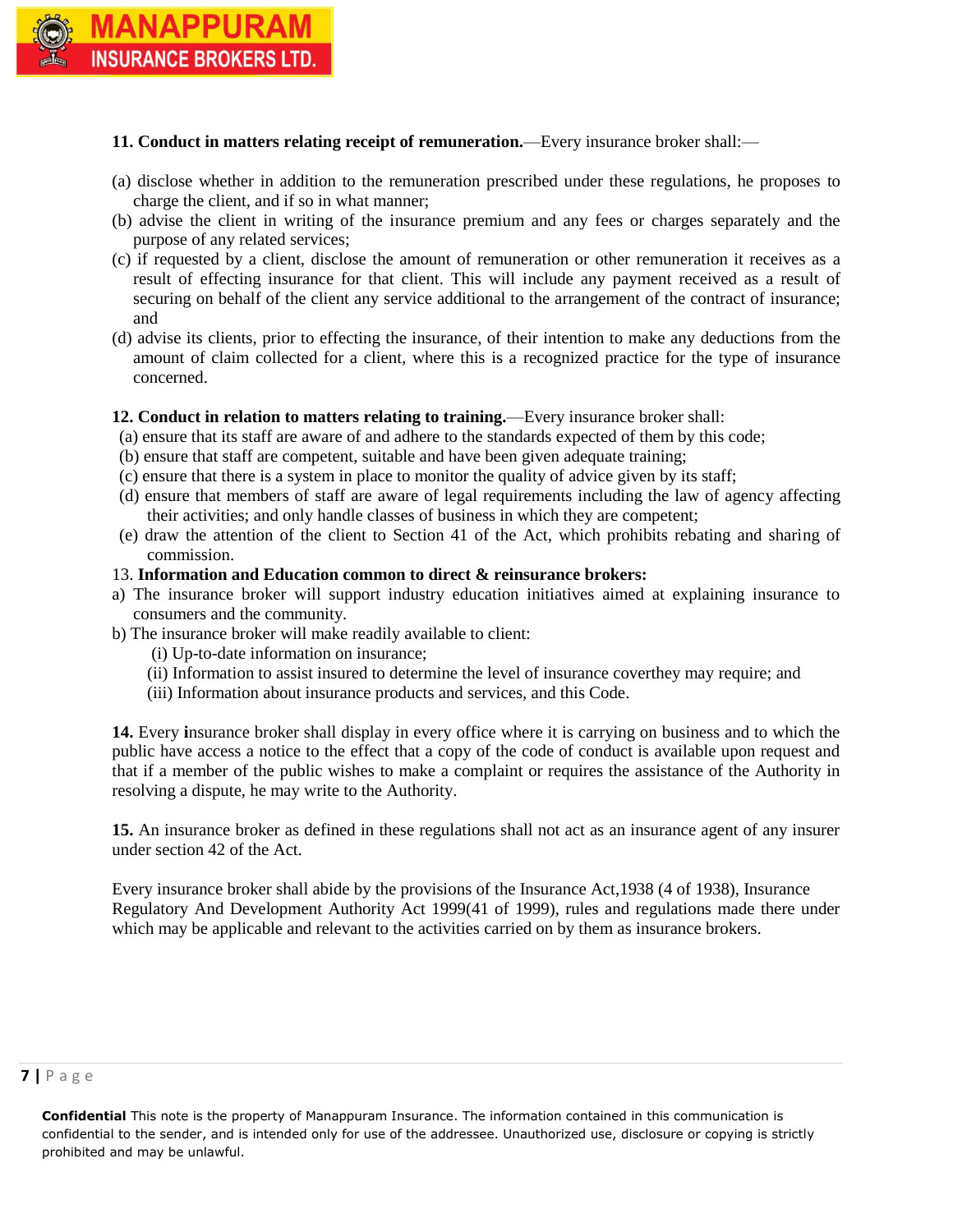**11. Conduct in matters relating receipt of remuneration.**—Every insurance broker shall:—

(a) disclose whether in addition to the remuneration prescribed under these regulations, he proposes to charge the client, and if so in what manner;
(b) advise the client in writing of the insurance premium and any fees or charges separately and the purpose of any related services;
(c) if requested by a client, disclose the amount of remuneration or other remuneration it receives as a result of effecting insurance for that client. This will include any payment received as a result of securing on behalf of the client any service additional to the arrangement of the contract of insurance; and
(d) advise its clients, prior to effecting the insurance, of their intention to make any deductions from the amount of claim collected for a client, where this is a recognized practice for the type of insurance concerned.

**12. Conduct in relation to matters relating to training.**—Every insurance broker shall:
(a) ensure that its staff are aware of and adhere to the standards expected of them by this code;
(b) ensure that staff are competent, suitable and have been given adequate training;
(c) ensure that there is a system in place to monitor the quality of advice given by its staff;
(d) ensure that members of staff are aware of legal requirements including the law of agency affecting their activities; and only handle classes of business in which they are competent;
(e) draw the attention of the client to Section 41 of the Act, which prohibits rebating and sharing of commission.

13. **Information and Education common to direct & reinsurance brokers:**
a) The insurance broker will support industry education initiatives aimed at explaining insurance to consumers and the community.
b) The insurance broker will make readily available to client:
(i) Up-to-date information on insurance;
(ii) Information to assist insured to determine the level of insurance coverthey may require; and
(iii) Information about insurance products and services, and this Code.

**14.** Every **i**nsurance broker shall display in every office where it is carrying on business and to which the public have access a notice to the effect that a copy of the code of conduct is available upon request and that if a member of the public wishes to make a complaint or requires the assistance of the Authority in resolving a dispute, he may write to the Authority.

**15.** An insurance broker as defined in these regulations shall not act as an insurance agent of any insurer under section 42 of the Act.

Every insurance broker shall abide by the provisions of the Insurance Act,1938 (4 of 1938), Insurance Regulatory And Development Authority Act 1999(41 of 1999), rules and regulations made there under which may be applicable and relevant to the activities carried on by them as insurance brokers.

**Confidential** This note is the property of Manappuram Insurance. The information contained in this communication is confidential to the sender, and is intended only for use of the addressee. Unauthorized use, disclosure or copying is strictly prohibited and may be unlawful.